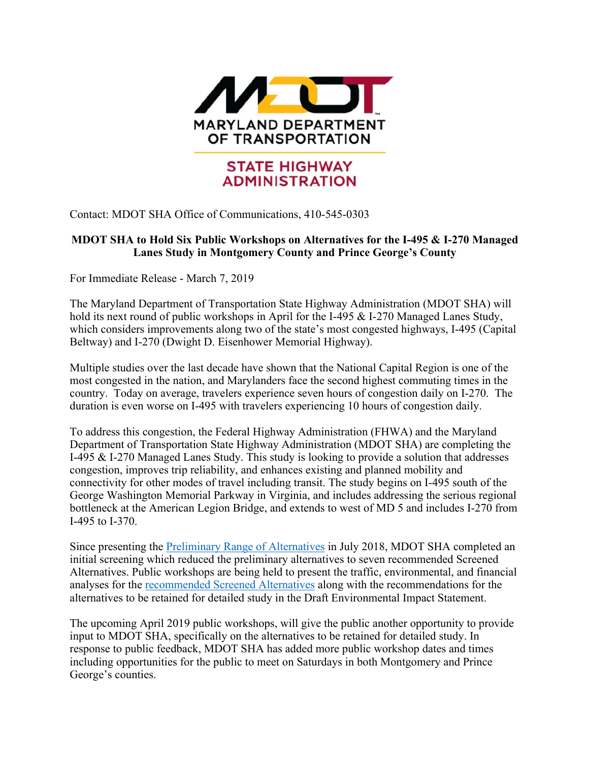MARYLAND DEPARTMENT OF TRANSPORTATION

STATE HIGHWAY ADMINISTRATION

Contact: MDOT SHA Office of Communications, 410-545-0303

**MDOT SHA to Hold Six Public Workshops on Alternatives for the I-495 & I-270 Managed Lanes Study in Montgomery County and Prince George's County**

For Immediate Release - March 7, 2019

The Maryland Department of Transportation State Highway Administration (MDOT SHA) will hold its next round of public workshops in April for the I-495 & I-270 Managed Lanes Study, which considers improvements along two of the state's most congested highways, I-495 (Capital Beltway) and I-270 (Dwight D. Eisenhower Memorial Highway).

Multiple studies over the last decade have shown that the National Capital Region is one of the most congested in the nation, and Marylanders face the second highest commuting times in the country. Today on average, travelers experience seven hours of congestion daily on I-270. The duration is even worse on I-495 with travelers experiencing 10 hours of congestion daily.

To address this congestion, the Federal Highway Administration (FHWA) and the Maryland Department of Transportation State Highway Administration (MDOT SHA) are completing the I-495 & I-270 Managed Lanes Study. This study is looking to provide a solution that addresses congestion, improves trip reliability, and enhances existing and planned mobility and connectivity for other modes of travel including transit. The study begins on I-495 south of the George Washington Memorial Parkway in Virginia, and includes addressing the serious regional bottleneck at the American Legion Bridge, and extends to west of MD 5 and includes I-270 from I-495 to I-370.

Since presenting the Preliminary Range of Alternatives in July 2018, MDOT SHA completed an initial screening which reduced the preliminary alternatives to seven recommended Screened Alternatives. Public workshops are being held to present the traffic, environmental, and financial analyses for the recommended Screened Alternatives along with the recommendations for the alternatives to be retained for detailed study in the Draft Environmental Impact Statement.

The upcoming April 2019 public workshops, will give the public another opportunity to provide input to MDOT SHA, specifically on the alternatives to be retained for detailed study. In response to public feedback, MDOT SHA has added more public workshop dates and times including opportunities for the public to meet on Saturdays in both Montgomery and Prince George's counties.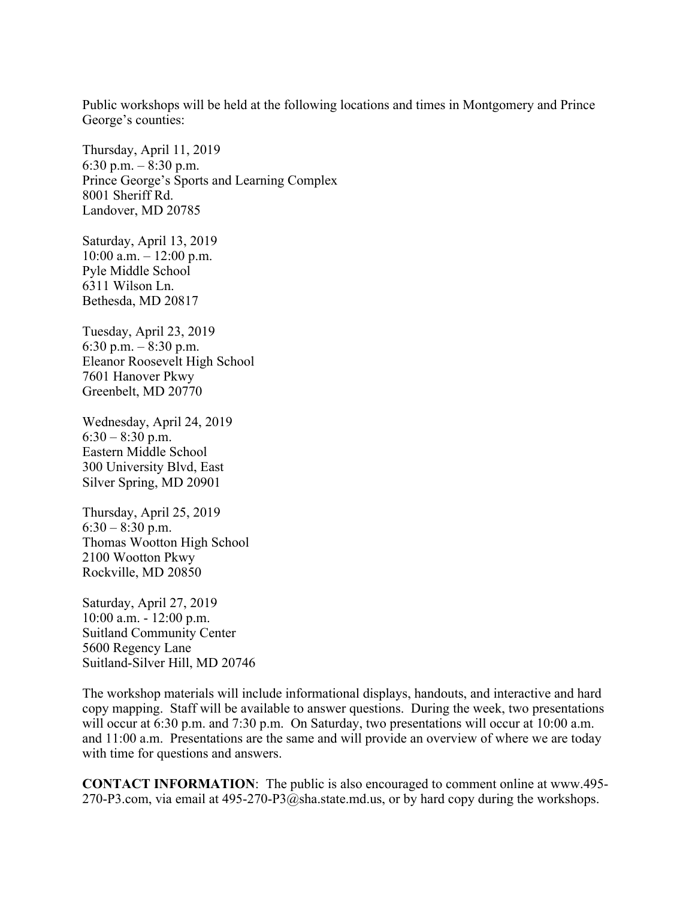Public workshops will be held at the following locations and times in Montgomery and Prince George's counties:

Thursday, April 11, 2019
6:30 p.m. – 8:30 p.m.
Prince George's Sports and Learning Complex
8001 Sheriff Rd.
Landover, MD 20785

Saturday, April 13, 2019
10:00 a.m. – 12:00 p.m.
Pyle Middle School
6311 Wilson Ln.
Bethesda, MD 20817

Tuesday, April 23, 2019
6:30 p.m. – 8:30 p.m.
Eleanor Roosevelt High School
7601 Hanover Pkwy
Greenbelt, MD 20770

Wednesday, April 24, 2019
6:30 – 8:30 p.m.
Eastern Middle School
300 University Blvd, East
Silver Spring, MD 20901

Thursday, April 25, 2019
6:30 – 8:30 p.m.
Thomas Wootton High School
2100 Wootton Pkwy
Rockville, MD 20850

Saturday, April 27, 2019
10:00 a.m. - 12:00 p.m.
Suitland Community Center
5600 Regency Lane
Suitland-Silver Hill, MD 20746

The workshop materials will include informational displays, handouts, and interactive and hard copy mapping. Staff will be available to answer questions. During the week, two presentations will occur at 6:30 p.m. and 7:30 p.m. On Saturday, two presentations will occur at 10:00 a.m. and 11:00 a.m. Presentations are the same and will provide an overview of where we are today with time for questions and answers.

**CONTACT INFORMATION**: The public is also encouraged to comment online at www.495-270-P3.com, via email at 495-270-P3@sha.state.md.us, or by hard copy during the workshops.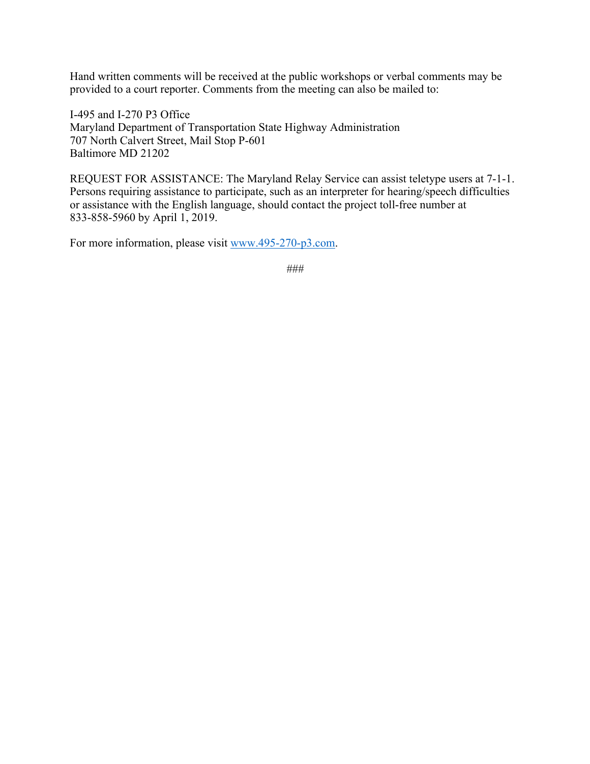Hand written comments will be received at the public workshops or verbal comments may be provided to a court reporter. Comments from the meeting can also be mailed to:

I-495 and I-270 P3 Office  
Maryland Department of Transportation State Highway Administration  
707 North Calvert Street, Mail Stop P-601  
Baltimore MD 21202

REQUEST FOR ASSISTANCE: The Maryland Relay Service can assist teletype users at 7-1-1. Persons requiring assistance to participate, such as an interpreter for hearing/speech difficulties or assistance with the English language, should contact the project toll-free number at 833-858-5960 by April 1, 2019.

For more information, please visit [www.495-270-p3.com](http://www.495-270-p3.com).

###